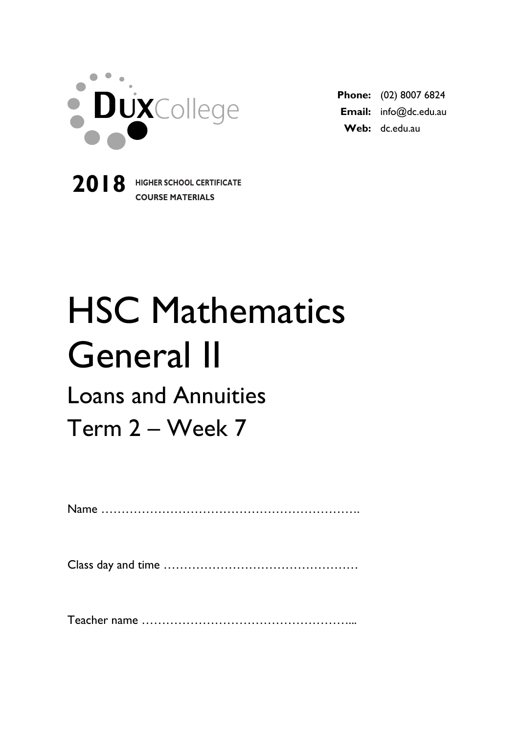DUX College

**Phone:** (02) 8007 6824
**Email:** info@dc.edu.au
**Web:** dc.edu.au

**2018** HIGHER SCHOOL CERTIFICATE COURSE MATERIALS

# HSC Mathematics General II

## Loans and Annuities

## Term 2 – Week 7

Name ……………………………………………………….

Class day and time …………………………………………

Teacher name ……………………………………………...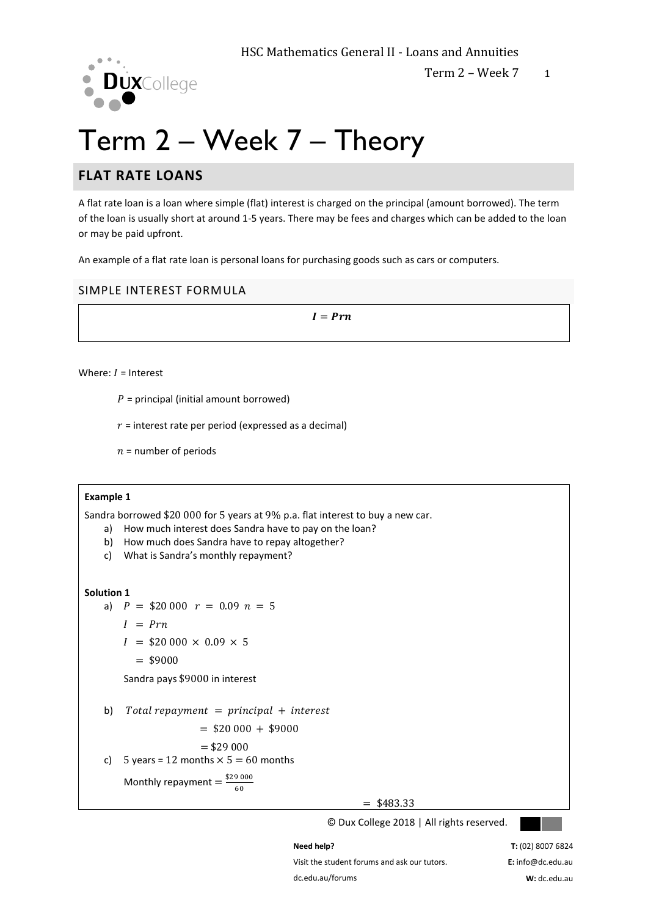# Term 2 – Week 7 – Theory

## FLAT RATE LOANS

A flat rate loan is a loan where simple (flat) interest is charged on the principal (amount borrowed). The term of the loan is usually short at around 1-5 years. There may be fees and charges which can be added to the loan or may be paid upfront.

An example of a flat rate loan is personal loans for purchasing goods such as cars or computers.

### SIMPLE INTEREST FORMULA

$$\boldsymbol{I = Prn}$$

Where: $I$ = Interest

$P$ = principal (initial amount borrowed)

$r$ = interest rate per period (expressed as a decimal)

$n$ = number of periods

**Example 1**

Sandra borrowed $20 000 for 5 years at 9% p.a. flat interest to buy a new car.

a) How much interest does Sandra have to pay on the loan?
b) How much does Sandra have to repay altogether?
c) What is Sandra's monthly repayment?

**Solution 1**

a) $P = \$20\,000 \quad r = 0.09 \quad n = 5$

$I = Prn$

$I = \$20\,000 \times 0.09 \times 5$

$= \$9000$

Sandra pays $9000 in interest

b) $Total\ repayment = principal + interest$

$= \$20\,000 + \$9000$

$= \$29\,000$

c) 5 years = 12 months $\times\, 5 = 60$ months

Monthly repayment $= \frac{\$29\,000}{60}$

$= \$483.33$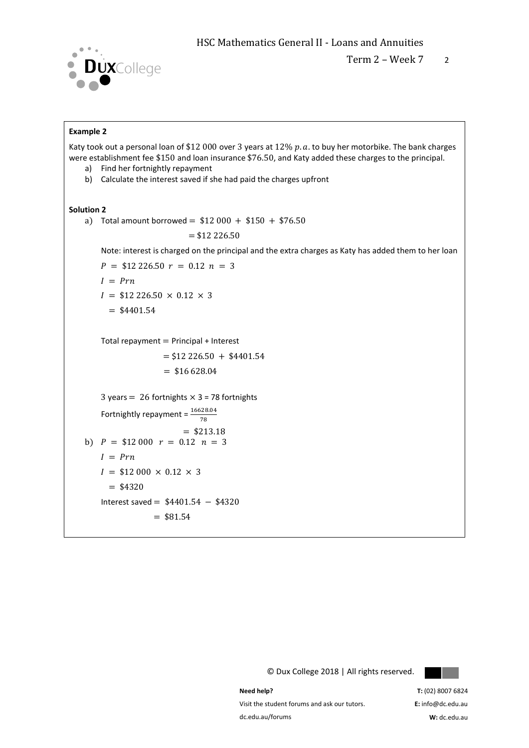**Example 2**

Katy took out a personal loan of \$12 000 over 3 years at $12\%\ p.a.$ to buy her motorbike. The bank charges were establishment fee \$150 and loan insurance \$76.50, and Katy added these charges to the principal.

a) Find her fortnightly repayment
b) Calculate the interest saved if she had paid the charges upfront

**Solution 2**

a) Total amount borrowed $= \$12\ 000 + \$150 + \$76.50$

$= \$12\ 226.50$

Note: interest is charged on the principal and the extra charges as Katy has added them to her loan

$P = \$12\ 226.50 \quad r = 0.12 \quad n = 3$

$I = Prn$

$I = \$12\ 226.50 \times 0.12 \times 3$

$= \$4401.54$

Total repayment = Principal + Interest

$= \$12\ 226.50 + \$4401.54$

$= \$16\ 628.04$

3 years = 26 fortnights $\times$ 3 = 78 fortnights

Fortnightly repayment = $\frac{16628.04}{78}$

$= \$213.18$

b) $P = \$12\ 000 \quad r = 0.12 \quad n = 3$

$I = Prn$

$I = \$12\ 000 \times 0.12 \times 3$

$= \$4320$

Interest saved $= \$4401.54 - \$4320$

$= \$81.54$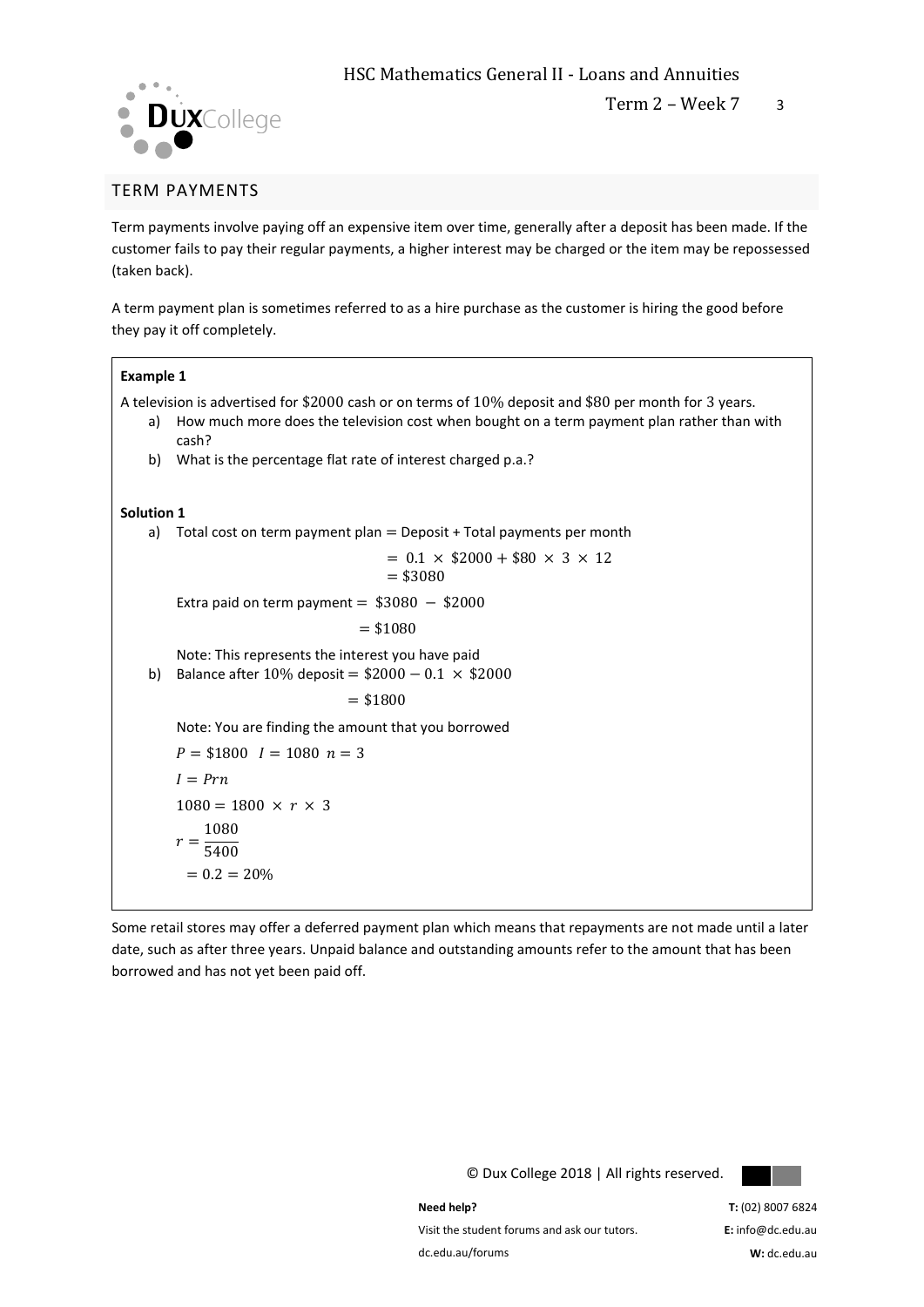## TERM PAYMENTS

Term payments involve paying off an expensive item over time, generally after a deposit has been made. If the customer fails to pay their regular payments, a higher interest may be charged or the item may be repossessed (taken back).

A term payment plan is sometimes referred to as a hire purchase as the customer is hiring the good before they pay it off completely.

**Example 1**

A television is advertised for $\$2000$ cash or on terms of $10\%$ deposit and $\$80$ per month for $3$ years.

a) How much more does the television cost when bought on a term payment plan rather than with cash?

b) What is the percentage flat rate of interest charged p.a.?

**Solution 1**

a) Total cost on term payment plan = Deposit + Total payments per month

$$= 0.1 \times \$2000 + \$80 \times 3 \times 12$$
$$= \$3080$$

Extra paid on term payment $= \$3080 - \$2000$

$$= \$1080$$

Note: This represents the interest you have paid

b) Balance after $10\%$ deposit $= \$2000 - 0.1 \times \$2000$

$$= \$1800$$

Note: You are finding the amount that you borrowed

$P = \$1800 \quad I = 1080 \quad n = 3$

$I = Prn$

$1080 = 1800 \times r \times 3$

$$r = \frac{1080}{5400}$$
$$= 0.2 = 20\%$$

Some retail stores may offer a deferred payment plan which means that repayments are not made until a later date, such as after three years. Unpaid balance and outstanding amounts refer to the amount that has been borrowed and has not yet been paid off.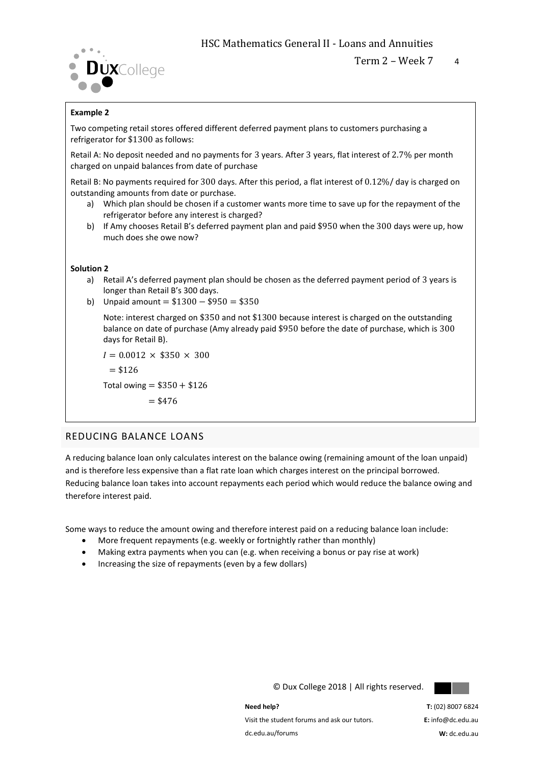**Example 2**

Two competing retail stores offered different deferred payment plans to customers purchasing a refrigerator for $\$1300$ as follows:

Retail A: No deposit needed and no payments for $3$ years. After $3$ years, flat interest of $2.7\%$ per month charged on unpaid balances from date of purchase

Retail B: No payments required for $300$ days. After this period, a flat interest of $0.12\%$/ day is charged on outstanding amounts from date or purchase.

a) Which plan should be chosen if a customer wants more time to save up for the repayment of the refrigerator before any interest is charged?

b) If Amy chooses Retail B's deferred payment plan and paid $\$950$ when the $300$ days were up, how much does she owe now?

**Solution 2**

a) Retail A's deferred payment plan should be chosen as the deferred payment period of $3$ years is longer than Retail B's 300 days.

b) Unpaid amount $= \$1300 - \$950 = \$350$

Note: interest charged on $\$350$ and not $\$1300$ because interest is charged on the outstanding balance on date of purchase (Amy already paid $\$950$ before the date of purchase, which is $300$ days for Retail B).

$I = 0.0012 \times \$350 \times 300$

$= \$126$

Total owing $= \$350 + \$126$

$= \$476$

## REDUCING BALANCE LOANS

A reducing balance loan only calculates interest on the balance owing (remaining amount of the loan unpaid) and is therefore less expensive than a flat rate loan which charges interest on the principal borrowed. Reducing balance loan takes into account repayments each period which would reduce the balance owing and therefore interest paid.

Some ways to reduce the amount owing and therefore interest paid on a reducing balance loan include:

- More frequent repayments (e.g. weekly or fortnightly rather than monthly)
- Making extra payments when you can (e.g. when receiving a bonus or pay rise at work)
- Increasing the size of repayments (even by a few dollars)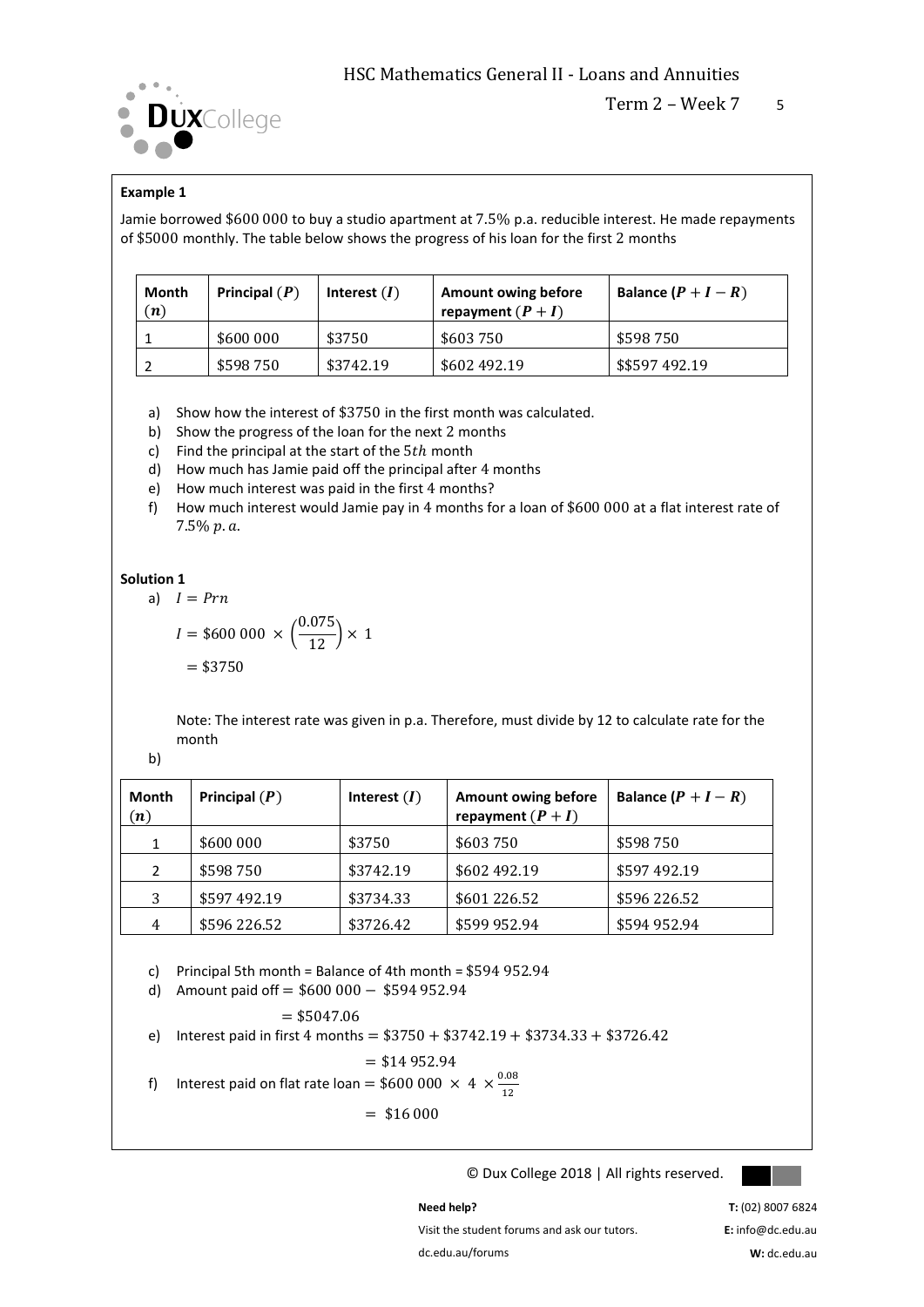**Example 1**

Jamie borrowed \$600 000 to buy a studio apartment at 7.5% p.a. reducible interest. He made repayments of \$5000 monthly. The table below shows the progress of his loan for the first 2 months

| Month $(n)$ | Principal $(P)$ | Interest $(I)$ | Amount owing before repayment $(P + I)$ | Balance $(P + I - R)$ |
|---|---|---|---|---|
| 1 | \$600 000 | \$3750 | \$603 750 | \$598 750 |
| 2 | \$598 750 | \$3742.19 | \$602 492.19 | \$\$597 492.19 |

a) Show how the interest of \$3750 in the first month was calculated.
b) Show the progress of the loan for the next 2 months
c) Find the principal at the start of the $5th$ month
d) How much has Jamie paid off the principal after 4 months
e) How much interest was paid in the first 4 months?
f) How much interest would Jamie pay in 4 months for a loan of \$600 000 at a flat interest rate of $7.5\%\ p.a.$

**Solution 1**

a) $I = Prn$

$$I = \$600\,000 \times \left(\frac{0.075}{12}\right) \times 1$$

$$= \$3750$$

Note: The interest rate was given in p.a. Therefore, must divide by 12 to calculate rate for the month

b)

| Month $(n)$ | Principal $(P)$ | Interest $(I)$ | Amount owing before repayment $(P + I)$ | Balance $(P + I - R)$ |
|---|---|---|---|---|
| 1 | \$600 000 | \$3750 | \$603 750 | \$598 750 |
| 2 | \$598 750 | \$3742.19 | \$602 492.19 | \$597 492.19 |
| 3 | \$597 492.19 | \$3734.33 | \$601 226.52 | \$596 226.52 |
| 4 | \$596 226.52 | \$3726.42 | \$599 952.94 | \$594 952.94 |

c) Principal 5th month = Balance of 4th month = \$594 952.94

d) Amount paid off $= \$600\,000 - \$594\,952.94$

$$= \$5047.06$$

e) Interest paid in first 4 months $= \$3750 + \$3742.19 + \$3734.33 + \$3726.42$

$$= \$14\,952.94$$

f) Interest paid on flat rate loan $= \$600\,000 \times 4 \times \frac{0.08}{12}$

$$= \$16\,000$$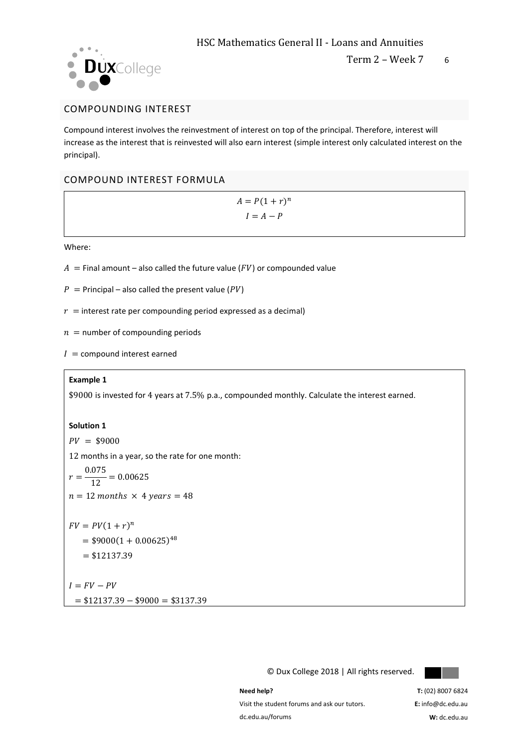## COMPOUNDING INTEREST

Compound interest involves the reinvestment of interest on top of the principal. Therefore, interest will increase as the interest that is reinvested will also earn interest (simple interest only calculated interest on the principal).

## COMPOUND INTEREST FORMULA

$$A = P(1+r)^n$$
$$I = A - P$$

Where:

$A$ = Final amount – also called the future value ($FV$) or compounded value

$P$ = Principal – also called the present value ($PV$)

$r$ = interest rate per compounding period expressed as a decimal)

$n$ = number of compounding periods

$I$ = compound interest earned

**Example 1**

\$9000 is invested for 4 years at 7.5% p.a., compounded monthly. Calculate the interest earned.

**Solution 1**

$PV = \$9000$

12 months in a year, so the rate for one month:

$r = \frac{0.075}{12} = 0.00625$

$n = 12 \; months \times 4 \; years = 48$

$FV = PV(1+r)^n$

$= \$9000(1 + 0.00625)^{48}$

$= \$12137.39$

$I = FV - PV$

$= \$12137.39 - \$9000 = \$3137.39$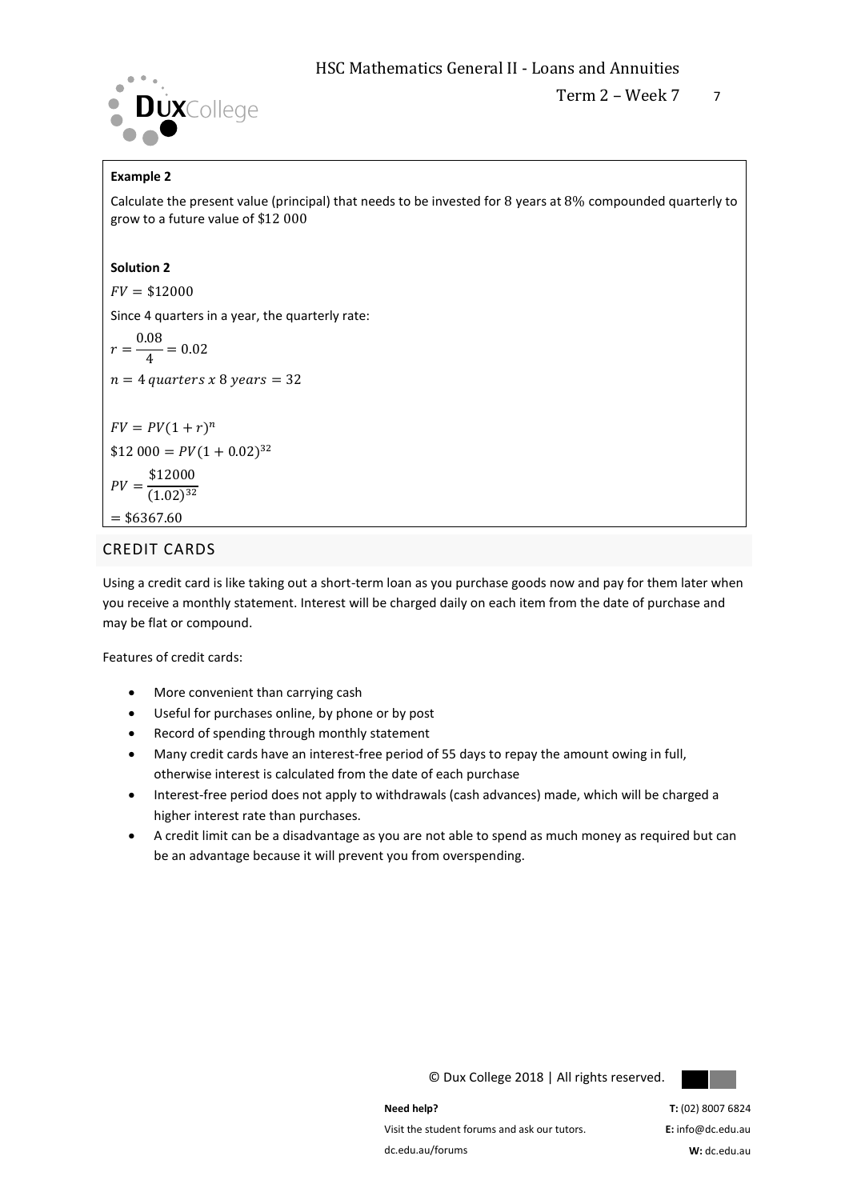**Example 2**

Calculate the present value (principal) that needs to be invested for 8 years at 8% compounded quarterly to grow to a future value of $12 000

**Solution 2**

$FV = \$12000$

Since 4 quarters in a year, the quarterly rate:

$r = \frac{0.08}{4} = 0.02$

$n = 4\ quarters\ x\ 8\ years = 32$

$FV = PV(1 + r)^n$

$\$12\ 000 = PV(1 + 0.02)^{32}$

$PV = \frac{\$12000}{(1.02)^{32}}$

$= \$6367.60$

## CREDIT CARDS

Using a credit card is like taking out a short-term loan as you purchase goods now and pay for them later when you receive a monthly statement. Interest will be charged daily on each item from the date of purchase and may be flat or compound.

Features of credit cards:

- More convenient than carrying cash
- Useful for purchases online, by phone or by post
- Record of spending through monthly statement
- Many credit cards have an interest-free period of 55 days to repay the amount owing in full, otherwise interest is calculated from the date of each purchase
- Interest-free period does not apply to withdrawals (cash advances) made, which will be charged a higher interest rate than purchases.
- A credit limit can be a disadvantage as you are not able to spend as much money as required but can be an advantage because it will prevent you from overspending.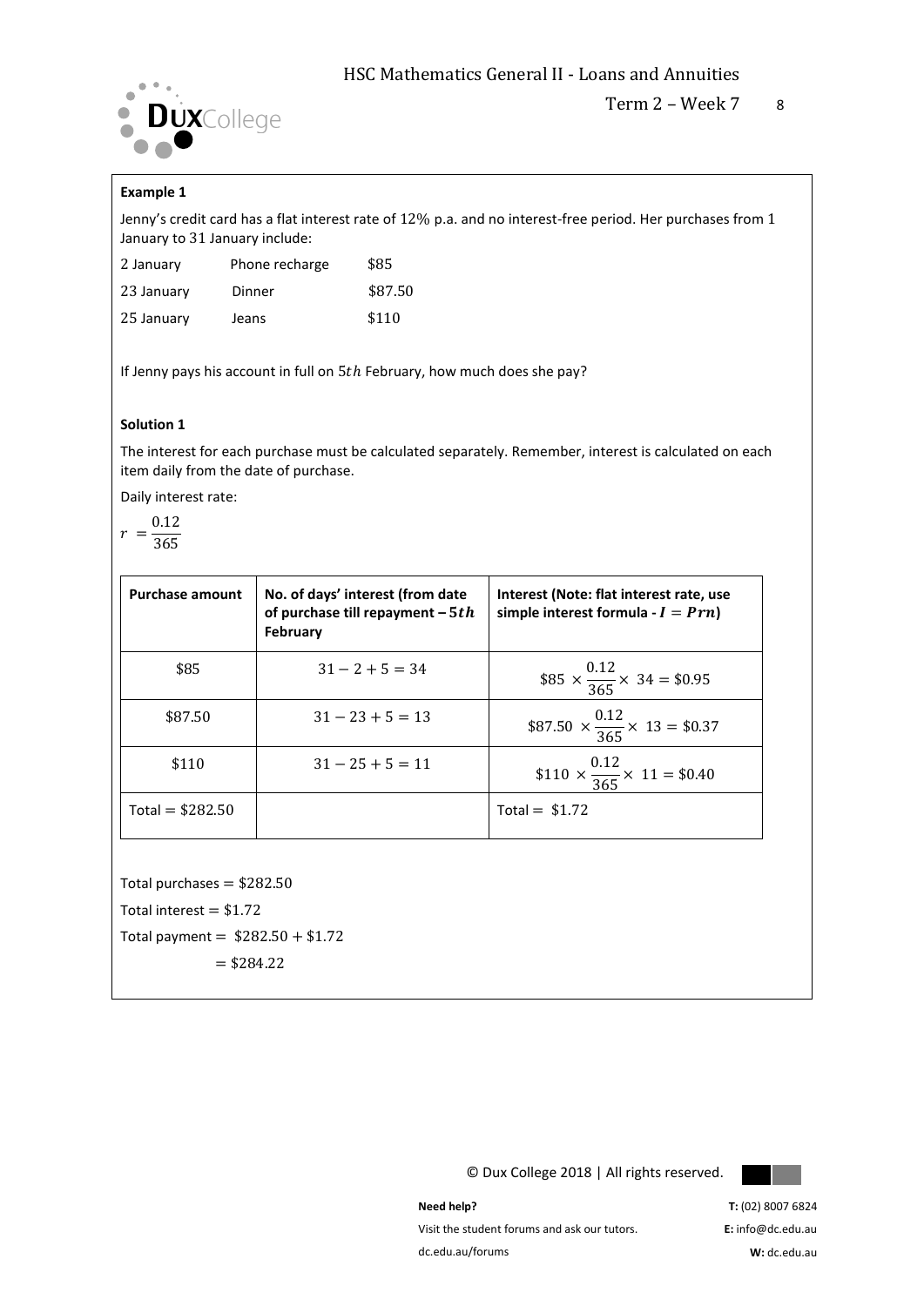**Example 1**

Jenny's credit card has a flat interest rate of 12% p.a. and no interest-free period. Her purchases from 1 January to 31 January include:

| | | |
|---|---|---|
| 2 January | Phone recharge | \$85 |
| 23 January | Dinner | \$87.50 |
| 25 January | Jeans | \$110 |

If Jenny pays his account in full on $5th$ February, how much does she pay?

**Solution 1**

The interest for each purchase must be calculated separately. Remember, interest is calculated on each item daily from the date of purchase.

Daily interest rate:

$$r = \frac{0.12}{365}$$

| Purchase amount | No. of days' interest (from date of purchase till repayment – $5th$ February | Interest (Note: flat interest rate, use simple interest formula - $I = Prn$) |
|---|---|---|
| \$85 | $31 - 2 + 5 = 34$ | $\$85 \times \frac{0.12}{365} \times 34 = \$0.95$ |
| \$87.50 | $31 - 23 + 5 = 13$ | $\$87.50 \times \frac{0.12}{365} \times 13 = \$0.37$ |
| \$110 | $31 - 25 + 5 = 11$ | $\$110 \times \frac{0.12}{365} \times 11 = \$0.40$ |
| Total = \$282.50 | | Total = \$1.72 |

Total purchases = \$282.50

Total interest = \$1.72

Total payment = \$282.50 + \$1.72

= \$284.22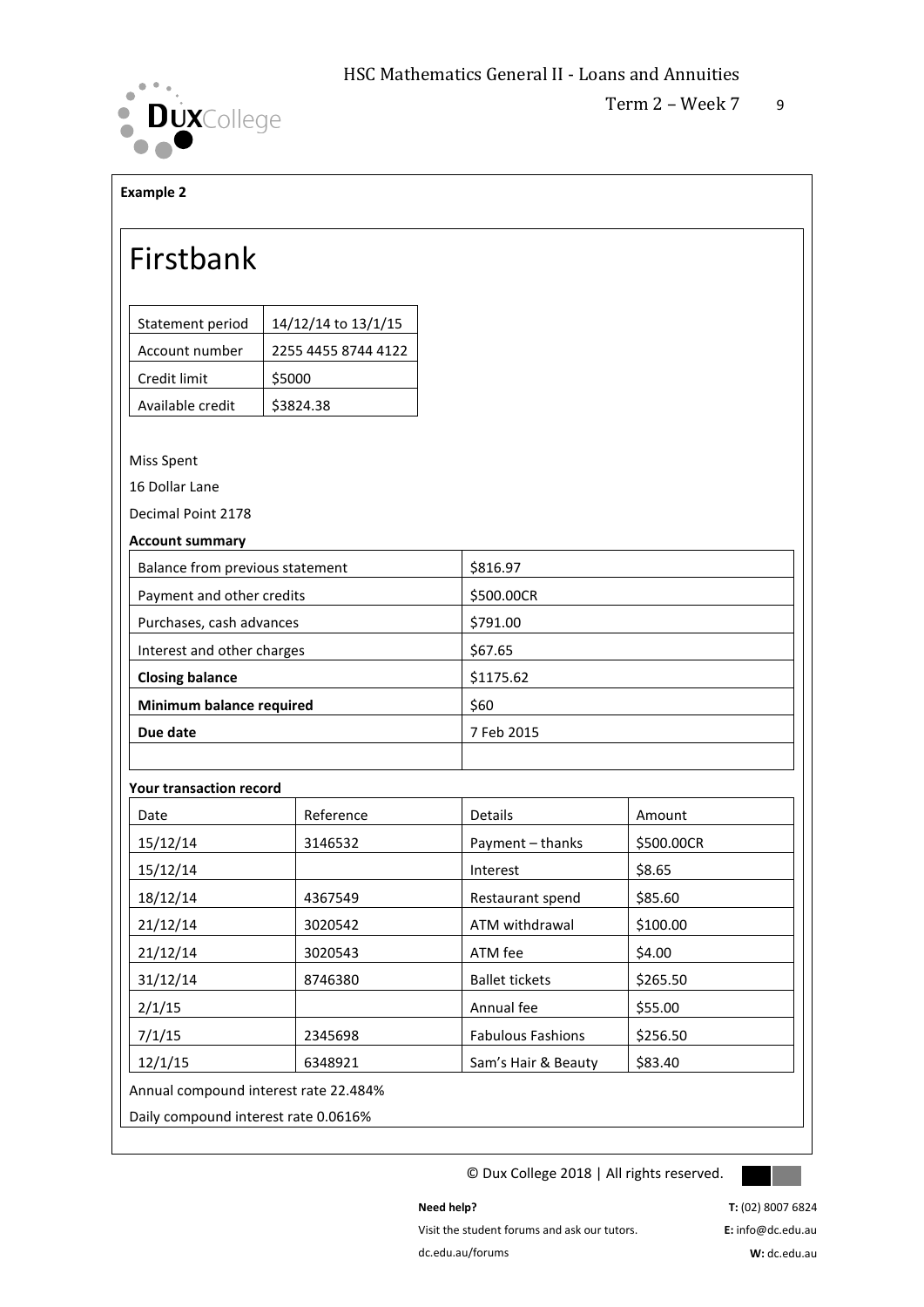**Example 2**

# Firstbank

| Statement period | 14/12/14 to 13/1/15 |
|---|---|
| Account number | 2255 4455 8744 4122 |
| Credit limit | \$5000 |
| Available credit | \$3824.38 |

Miss Spent

16 Dollar Lane

Decimal Point 2178

**Account summary**

| Balance from previous statement | \$816.97 |
|---|---|
| Payment and other credits | \$500.00CR |
| Purchases, cash advances | \$791.00 |
| Interest and other charges | \$67.65 |
| **Closing balance** | \$1175.62 |
| **Minimum balance required** | \$60 |
| **Due date** | 7 Feb 2015 |
| | |

**Your transaction record**

| Date | Reference | Details | Amount |
|---|---|---|---|
| 15/12/14 | 3146532 | Payment – thanks | \$500.00CR |
| 15/12/14 | | Interest | \$8.65 |
| 18/12/14 | 4367549 | Restaurant spend | \$85.60 |
| 21/12/14 | 3020542 | ATM withdrawal | \$100.00 |
| 21/12/14 | 3020543 | ATM fee | \$4.00 |
| 31/12/14 | 8746380 | Ballet tickets | \$265.50 |
| 2/1/15 | | Annual fee | \$55.00 |
| 7/1/15 | 2345698 | Fabulous Fashions | \$256.50 |
| 12/1/15 | 6348921 | Sam's Hair & Beauty | \$83.40 |

Annual compound interest rate 22.484%

Daily compound interest rate 0.0616%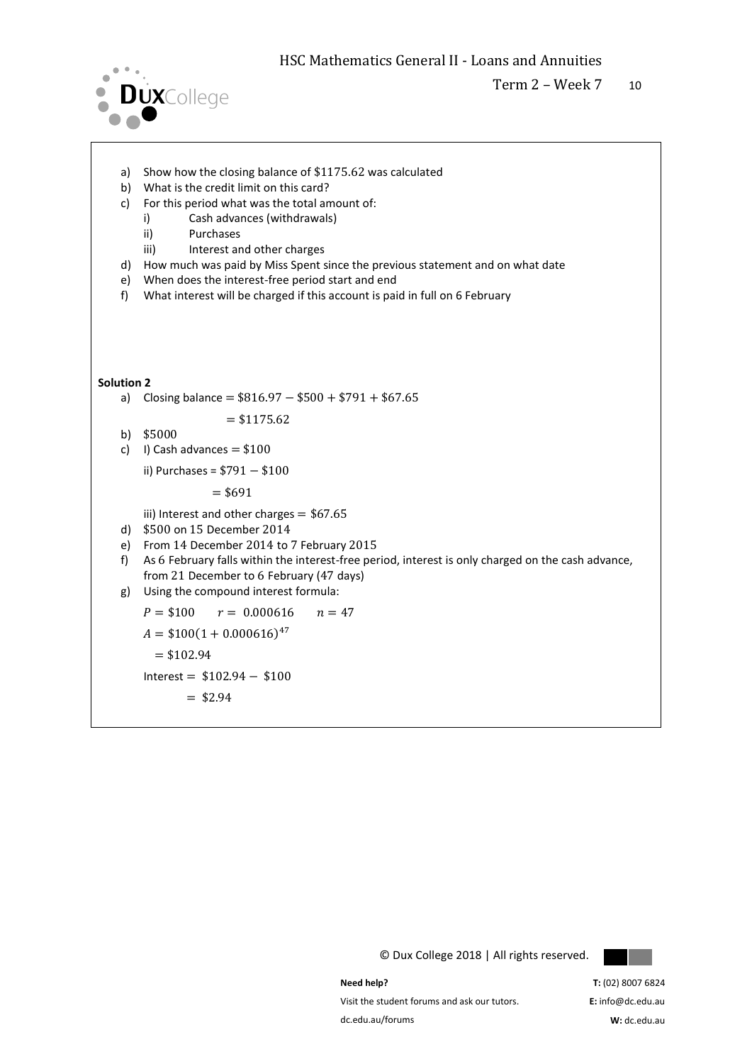a) Show how the closing balance of $1175.62 was calculated
b) What is the credit limit on this card?
c) For this period what was the total amount of:
   i) Cash advances (withdrawals)
   ii) Purchases
   iii) Interest and other charges
d) How much was paid by Miss Spent since the previous statement and on what date
e) When does the interest-free period start and end
f) What interest will be charged if this account is paid in full on 6 February

**Solution 2**

a) Closing balance $= \$816.97 - \$500 + \$791 + \$67.65$

$= \$1175.62$

b) $\$5000$

c) I) Cash advances $= \$100$

ii) Purchases = $\$791 - \$100$

$= \$691$

iii) Interest and other charges $= \$67.65$

d) $500 on 15 December 2014

e) From 14 December 2014 to 7 February 2015

f) As 6 February falls within the interest-free period, interest is only charged on the cash advance, from 21 December to 6 February (47 days)

g) Using the compound interest formula:

$P = \$100 \qquad r = 0.000616 \qquad n = 47$

$A = \$100(1 + 0.000616)^{47}$

$= \$102.94$

Interest $= \$102.94 - \$100$

$= \$2.94$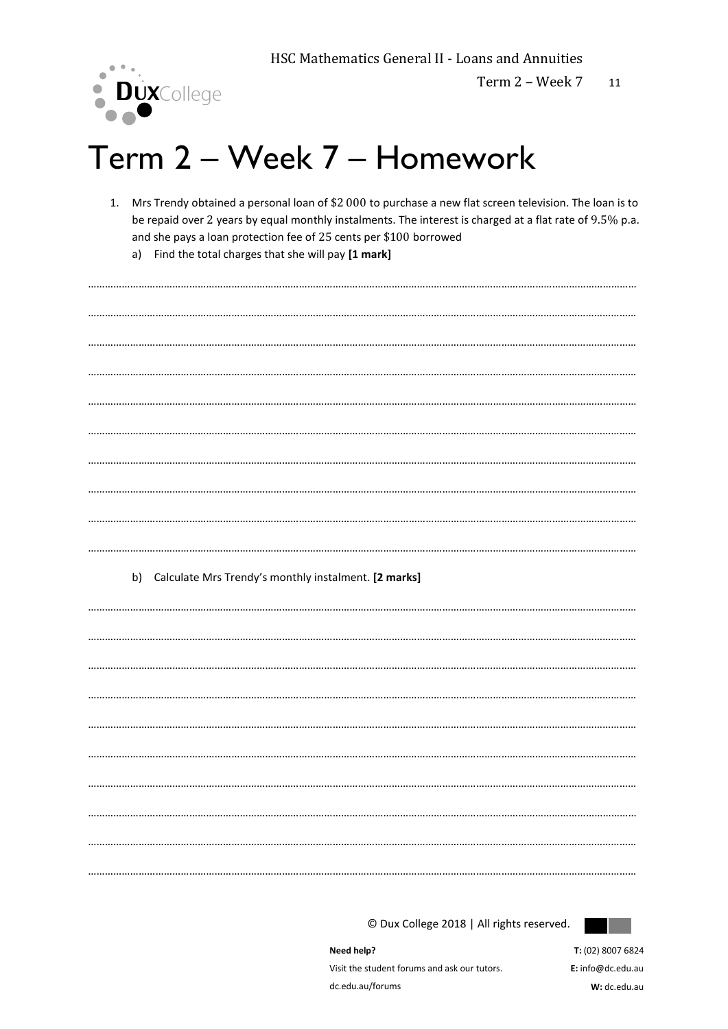# Term 2 – Week 7 – Homework

1. Mrs Trendy obtained a personal loan of $2 000 to purchase a new flat screen television. The loan is to be repaid over 2 years by equal monthly instalments. The interest is charged at a flat rate of 9.5% p.a. and she pays a loan protection fee of 25 cents per $100 borrowed

   a) Find the total charges that she will pay **[1 mark]**

   b) Calculate Mrs Trendy's monthly instalment. **[2 marks]**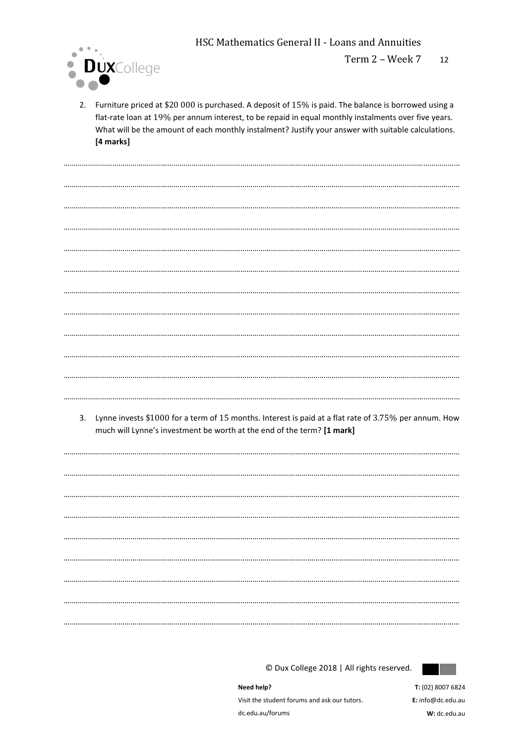2. Furniture priced at $20 000 is purchased. A deposit of 15% is paid. The balance is borrowed using a flat-rate loan at 19% per annum interest, to be repaid in equal monthly instalments over five years. What will be the amount of each monthly instalment? Justify your answer with suitable calculations. **[4 marks]**

3. Lynne invests $1000 for a term of 15 months. Interest is paid at a flat rate of 3.75% per annum. How much will Lynne's investment be worth at the end of the term? **[1 mark]**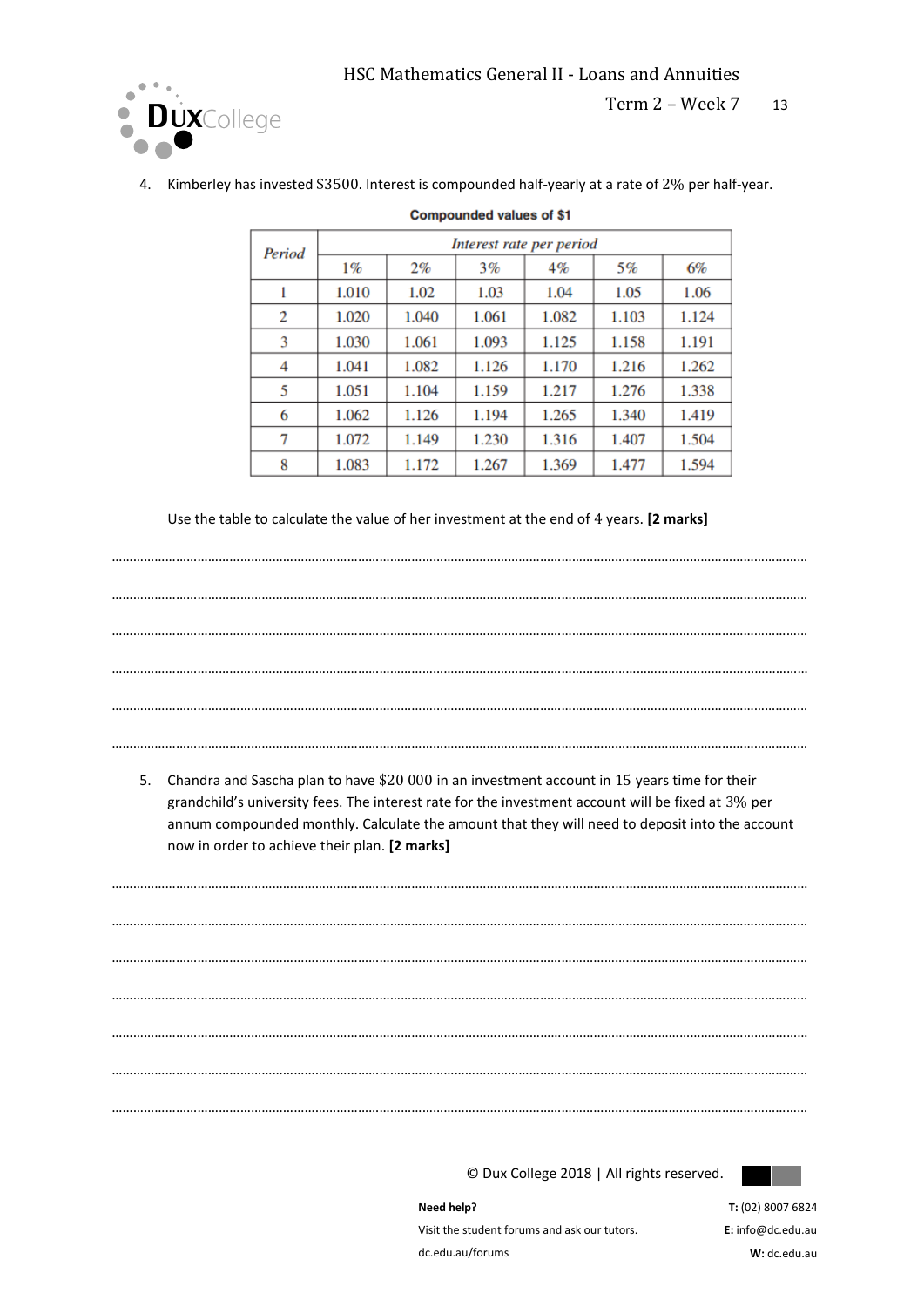4. Kimberley has invested \$3500. Interest is compounded half-yearly at a rate of 2% per half-year.

**Compounded values of \$1**

| *Period* | *Interest rate per period* | | | | | |
|---|---|---|---|---|---|---|
| | 1% | 2% | 3% | 4% | 5% | 6% |
| 1 | 1.010 | 1.02 | 1.03 | 1.04 | 1.05 | 1.06 |
| 2 | 1.020 | 1.040 | 1.061 | 1.082 | 1.103 | 1.124 |
| 3 | 1.030 | 1.061 | 1.093 | 1.125 | 1.158 | 1.191 |
| 4 | 1.041 | 1.082 | 1.126 | 1.170 | 1.216 | 1.262 |
| 5 | 1.051 | 1.104 | 1.159 | 1.217 | 1.276 | 1.338 |
| 6 | 1.062 | 1.126 | 1.194 | 1.265 | 1.340 | 1.419 |
| 7 | 1.072 | 1.149 | 1.230 | 1.316 | 1.407 | 1.504 |
| 8 | 1.083 | 1.172 | 1.267 | 1.369 | 1.477 | 1.594 |

Use the table to calculate the value of her investment at the end of 4 years. **[2 marks]**

……………………………………………………………………………………………………………………………………

……………………………………………………………………………………………………………………………………

……………………………………………………………………………………………………………………………………

……………………………………………………………………………………………………………………………………

……………………………………………………………………………………………………………………………………

……………………………………………………………………………………………………………………………………

5. Chandra and Sascha plan to have \$20 000 in an investment account in 15 years time for their grandchild's university fees. The interest rate for the investment account will be fixed at 3% per annum compounded monthly. Calculate the amount that they will need to deposit into the account now in order to achieve their plan. **[2 marks]**

……………………………………………………………………………………………………………………………………

……………………………………………………………………………………………………………………………………

……………………………………………………………………………………………………………………………………

……………………………………………………………………………………………………………………………………

……………………………………………………………………………………………………………………………………

……………………………………………………………………………………………………………………………………

……………………………………………………………………………………………………………………………………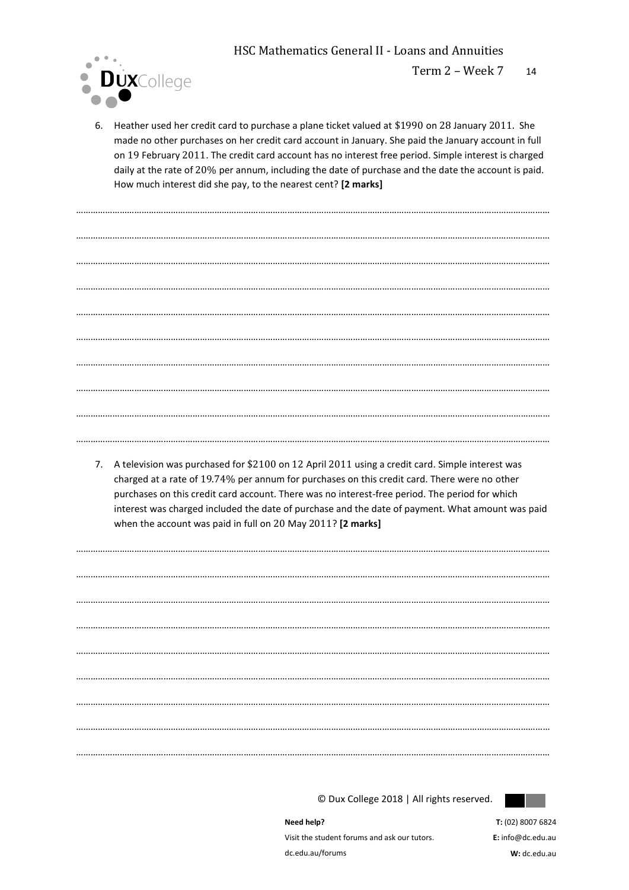6. Heather used her credit card to purchase a plane ticket valued at $\$1990$ on $28$ January $2011$. She made no other purchases on her credit card account in January. She paid the January account in full on $19$ February $2011$. The credit card account has no interest free period. Simple interest is charged daily at the rate of $20\%$ per annum, including the date of purchase and the date the account is paid. How much interest did she pay, to the nearest cent? **[2 marks]**

7. A television was purchased for $\$2100$ on $12$ April $2011$ using a credit card. Simple interest was charged at a rate of $19.74\%$ per annum for purchases on this credit card. There were no other purchases on this credit card account. There was no interest-free period. The period for which interest was charged included the date of purchase and the date of payment. What amount was paid when the account was paid in full on $20$ May $2011$? **[2 marks]**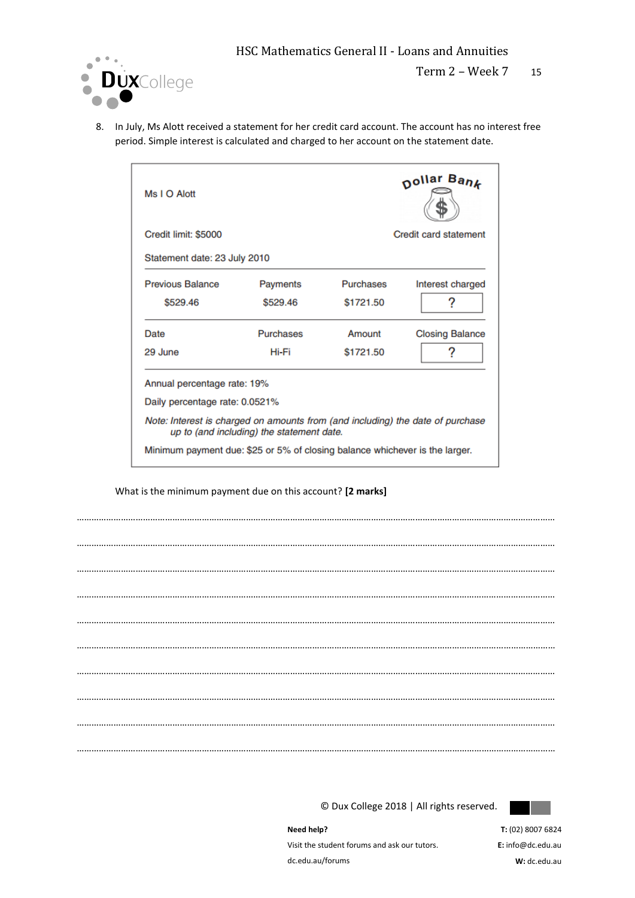8. In July, Ms Alott received a statement for her credit card account. The account has no interest free period. Simple interest is calculated and charged to her account on the statement date.

Ms I O Alott

Dollar Bank

Credit limit: $5000

Credit card statement

Statement date: 23 July 2010

| Previous Balance | Payments | Purchases | Interest charged |
|---|---|---|---|
| $529.46 | $529.46 | $1721.50 | ? |

| Date | Purchases | Amount | Closing Balance |
|---|---|---|---|
| 29 June | Hi-Fi | $1721.50 | ? |

Annual percentage rate: 19%

Daily percentage rate: 0.0521%

*Note: Interest is charged on amounts from (and including) the date of purchase up to (and including) the statement date.*

Minimum payment due: $25 or 5% of closing balance whichever is the larger.

What is the minimum payment due on this account? **[2 marks]**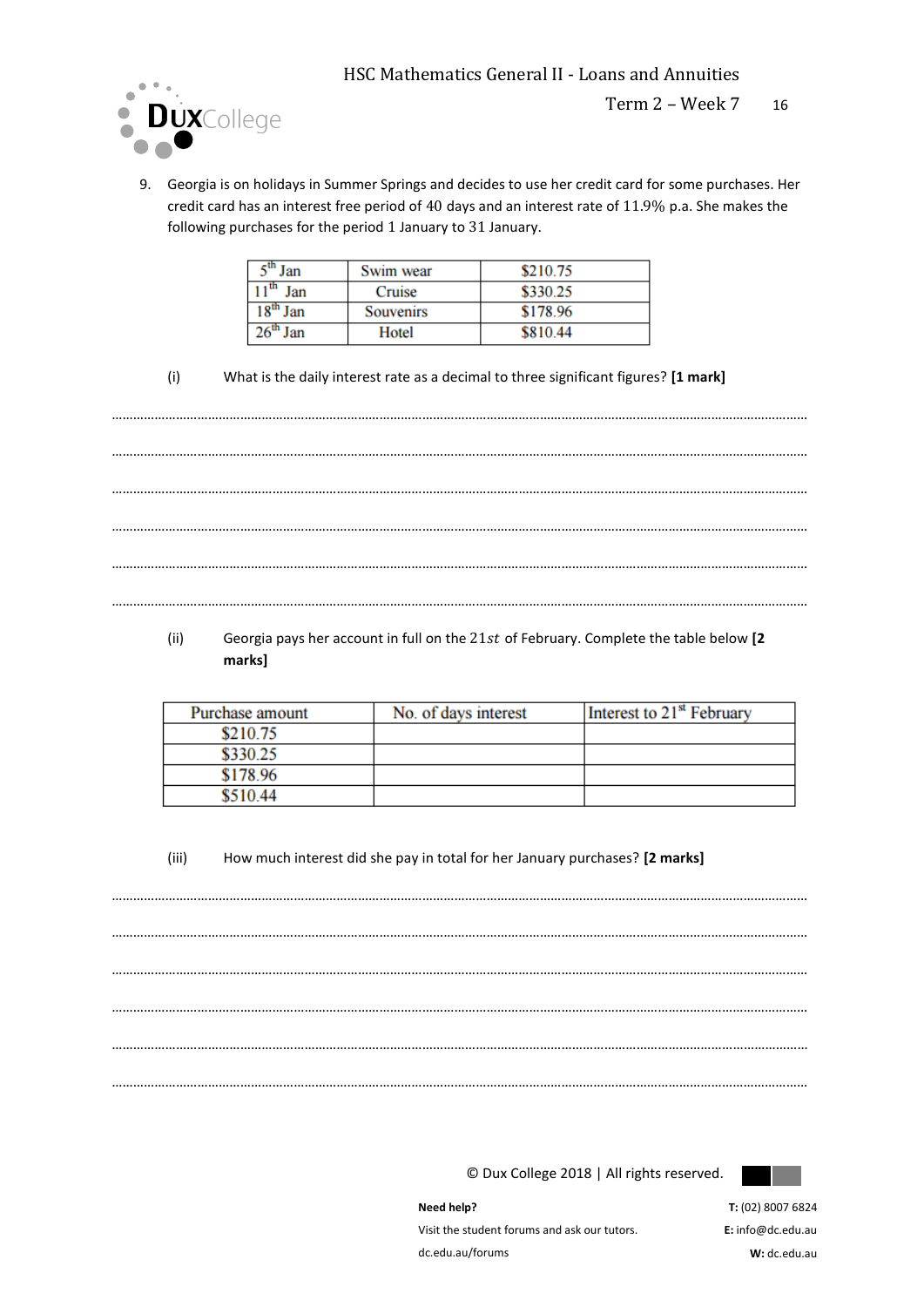9. Georgia is on holidays in Summer Springs and decides to use her credit card for some purchases. Her credit card has an interest free period of 40 days and an interest rate of 11.9% p.a. She makes the following purchases for the period 1 January to 31 January.

| | | |
|---|---|---|
| 5th Jan | Swim wear | $210.75 |
| 11th Jan | Cruise | $330.25 |
| 18th Jan | Souvenirs | $178.96 |
| 26th Jan | Hotel | $810.44 |

(i) What is the daily interest rate as a decimal to three significant figures? **[1 mark]**

..........................................................................................................................................................................

..........................................................................................................................................................................

..........................................................................................................................................................................

..........................................................................................................................................................................

..........................................................................................................................................................................

..........................................................................................................................................................................

(ii) Georgia pays her account in full on the $21st$ of February. Complete the table below **[2 marks]**

| Purchase amount | No. of days interest | Interest to 21st February |
|---|---|---|
| $210.75 | | |
| $330.25 | | |
| $178.96 | | |
| $510.44 | | |

(iii) How much interest did she pay in total for her January purchases? **[2 marks]**

..........................................................................................................................................................................

..........................................................................................................................................................................

..........................................................................................................................................................................

..........................................................................................................................................................................

..........................................................................................................................................................................

..........................................................................................................................................................................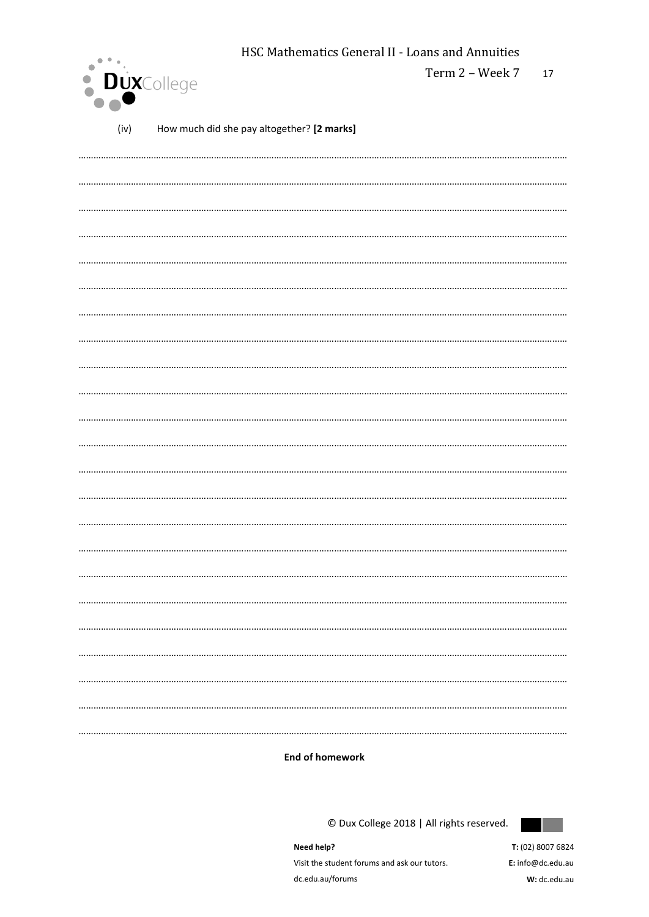(iv) How much did she pay altogether? **[2 marks]**

**End of homework**